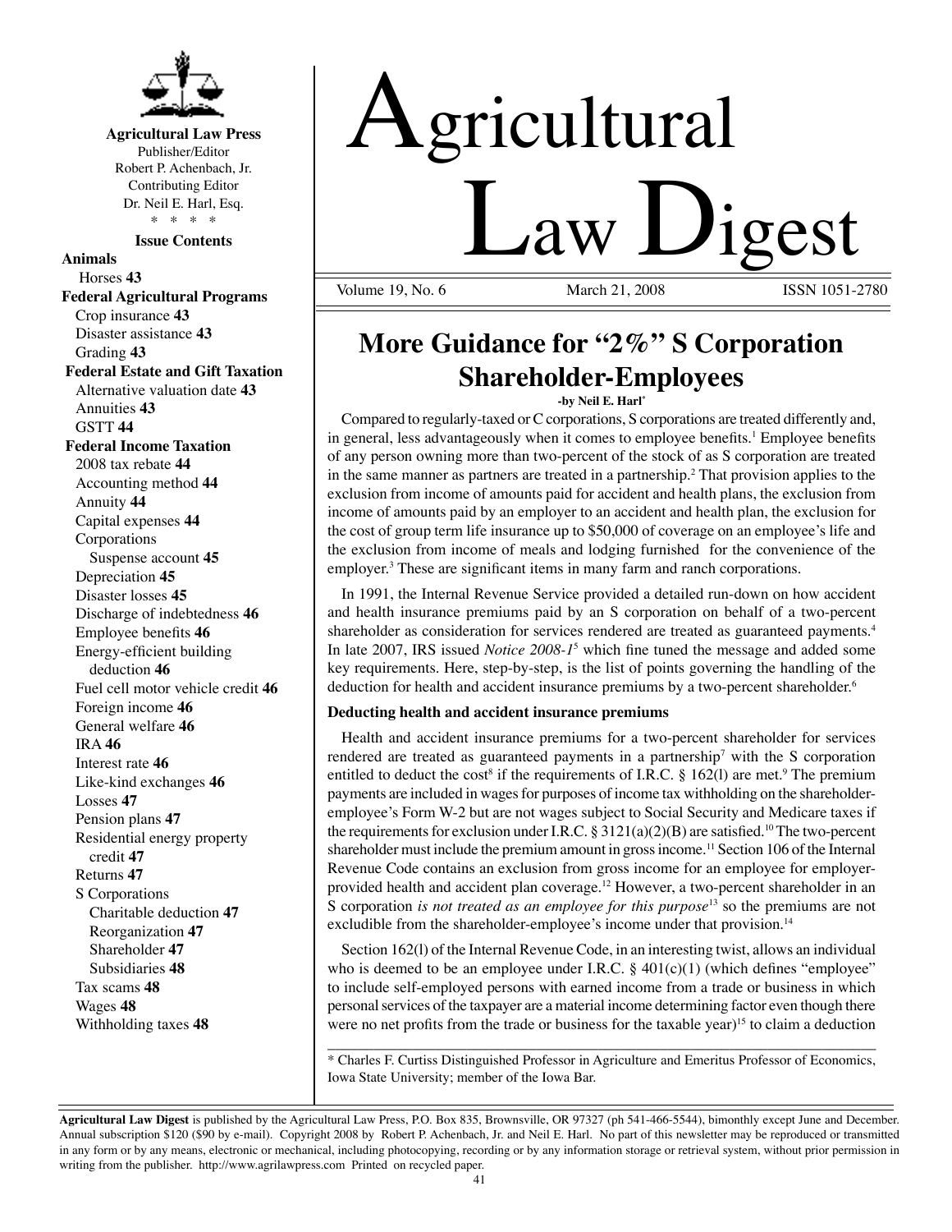**Agricultural Law Press**
Publisher/Editor
Robert P. Achenbach, Jr.
Contributing Editor
Dr. Neil E. Harl, Esq.
\* \* \* \*

**Issue Contents**

**Animals**
Horses **43**

**Federal Agricultural Programs**
Crop insurance **43**
Disaster assistance **43**
Grading **43**

**Federal Estate and Gift Taxation**
Alternative valuation date **43**
Annuities **43**
GSTT **44**

**Federal Income Taxation**
2008 tax rebate **44**
Accounting method **44**
Annuity **44**
Capital expenses **44**
Corporations
Suspense account **45**
Depreciation **45**
Disaster losses **45**
Discharge of indebtedness **46**
Employee benefits **46**
Energy-efficient building deduction **46**
Fuel cell motor vehicle credit **46**
Foreign income **46**
General welfare **46**
IRA **46**
Interest rate **46**
Like-kind exchanges **46**
Losses **47**
Pension plans **47**
Residential energy property credit **47**
Returns **47**
S Corporations
Charitable deduction **47**
Reorganization **47**
Shareholder **47**
Subsidiaries **48**
Tax scams **48**
Wages **48**
Withholding taxes **48**

# Agricultural Law Digest

Volume 19, No. 6 March 21, 2008 ISSN 1051-2780

## More Guidance for "2%" S Corporation Shareholder-Employees

**-by Neil E. Harl\***

Compared to regularly-taxed or C corporations, S corporations are treated differently and, in general, less advantageously when it comes to employee benefits.[1] Employee benefits of any person owning more than two-percent of the stock of as S corporation are treated in the same manner as partners are treated in a partnership.[2] That provision applies to the exclusion from income of amounts paid for accident and health plans, the exclusion from income of amounts paid by an employer to an accident and health plan, the exclusion for the cost of group term life insurance up to $50,000 of coverage on an employee's life and the exclusion from income of meals and lodging furnished for the convenience of the employer.[3] These are significant items in many farm and ranch corporations.

In 1991, the Internal Revenue Service provided a detailed run-down on how accident and health insurance premiums paid by an S corporation on behalf of a two-percent shareholder as consideration for services rendered are treated as guaranteed payments.[4] In late 2007, IRS issued *Notice 2008-1*[5] which fine tuned the message and added some key requirements. Here, step-by-step, is the list of points governing the handling of the deduction for health and accident insurance premiums by a two-percent shareholder.[6]

### Deducting health and accident insurance premiums

Health and accident insurance premiums for a two-percent shareholder for services rendered are treated as guaranteed payments in a partnership[7] with the S corporation entitled to deduct the cost[8] if the requirements of I.R.C. § 162(l) are met.[9] The premium payments are included in wages for purposes of income tax withholding on the shareholder-employee's Form W-2 but are not wages subject to Social Security and Medicare taxes if the requirements for exclusion under I.R.C. § 3121(a)(2)(B) are satisfied.[10] The two-percent shareholder must include the premium amount in gross income.[11] Section 106 of the Internal Revenue Code contains an exclusion from gross income for an employee for employer-provided health and accident plan coverage.[12] However, a two-percent shareholder in an S corporation *is not treated as an employee for this purpose*[13] so the premiums are not excludible from the shareholder-employee's income under that provision.[14]

Section 162(l) of the Internal Revenue Code, in an interesting twist, allows an individual who is deemed to be an employee under I.R.C. § 401(c)(1) (which defines "employee" to include self-employed persons with earned income from a trade or business in which personal services of the taxpayer are a material income determining factor even though there were no net profits from the trade or business for the taxable year)[15] to claim a deduction

\* Charles F. Curtiss Distinguished Professor in Agriculture and Emeritus Professor of Economics, Iowa State University; member of the Iowa Bar.

**Agricultural Law Digest** is published by the Agricultural Law Press, P.O. Box 835, Brownsville, OR 97327 (ph 541-466-5544), bimonthly except June and December. Annual subscription $120 ($90 by e-mail). Copyright 2008 by Robert P. Achenbach, Jr. and Neil E. Harl. No part of this newsletter may be reproduced or transmitted in any form or by any means, electronic or mechanical, including photocopying, recording or by any information storage or retrieval system, without prior permission in writing from the publisher. http://www.agrilawpress.com Printed on recycled paper.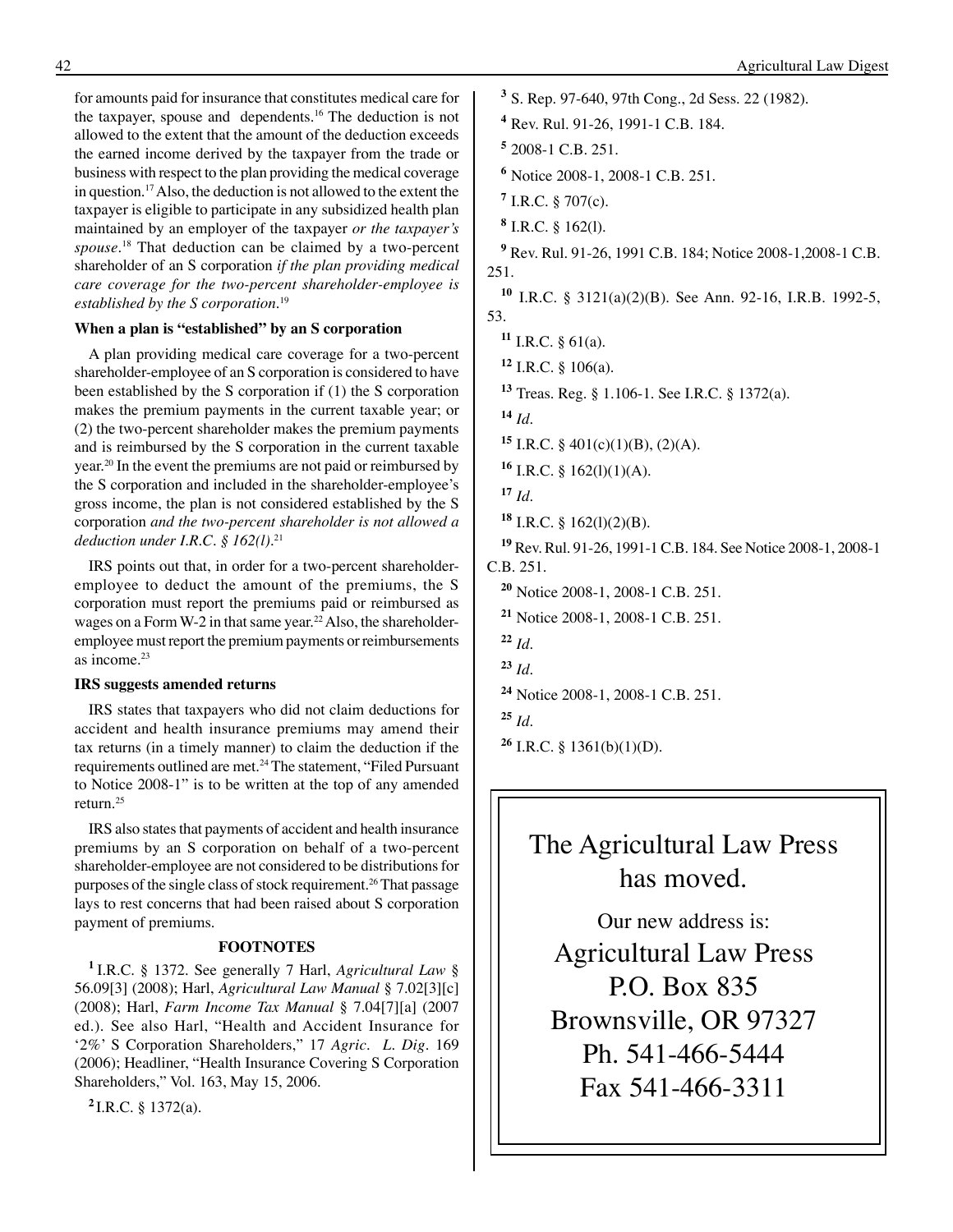for amounts paid for insurance that constitutes medical care for the taxpayer, spouse and dependents.[16] The deduction is not allowed to the extent that the amount of the deduction exceeds the earned income derived by the taxpayer from the trade or business with respect to the plan providing the medical coverage in question.[17] Also, the deduction is not allowed to the extent the taxpayer is eligible to participate in any subsidized health plan maintained by an employer of the taxpayer *or the taxpayer's spouse*.[18] That deduction can be claimed by a two-percent shareholder of an S corporation *if the plan providing medical care coverage for the two-percent shareholder-employee is established by the S corporation*.[19]

**When a plan is "established" by an S corporation**

A plan providing medical care coverage for a two-percent shareholder-employee of an S corporation is considered to have been established by the S corporation if (1) the S corporation makes the premium payments in the current taxable year; or (2) the two-percent shareholder makes the premium payments and is reimbursed by the S corporation in the current taxable year.[20] In the event the premiums are not paid or reimbursed by the S corporation and included in the shareholder-employee's gross income, the plan is not considered established by the S corporation *and the two-percent shareholder is not allowed a deduction under I.R.C. § 162(l)*.[21]

IRS points out that, in order for a two-percent shareholder-employee to deduct the amount of the premiums, the S corporation must report the premiums paid or reimbursed as wages on a Form W-2 in that same year.[22] Also, the shareholder-employee must report the premium payments or reimbursements as income.[23]

**IRS suggests amended returns**

IRS states that taxpayers who did not claim deductions for accident and health insurance premiums may amend their tax returns (in a timely manner) to claim the deduction if the requirements outlined are met.[24] The statement, "Filed Pursuant to Notice 2008-1" is to be written at the top of any amended return.[25]

IRS also states that payments of accident and health insurance premiums by an S corporation on behalf of a two-percent shareholder-employee are not considered to be distributions for purposes of the single class of stock requirement.[26] That passage lays to rest concerns that had been raised about S corporation payment of premiums.

**FOOTNOTES**

[1] I.R.C. § 1372. See generally 7 Harl, *Agricultural Law* § 56.09[3] (2008); Harl, *Agricultural Law Manual* § 7.02[3][c] (2008); Harl, *Farm Income Tax Manual* § 7.04[7][a] (2007 ed.). See also Harl, "Health and Accident Insurance for '2%' S Corporation Shareholders," 17 *Agric. L. Dig.* 169 (2006); Headliner, "Health Insurance Covering S Corporation Shareholders," Vol. 163, May 15, 2006.

[2] I.R.C. § 1372(a).

[3] S. Rep. 97-640, 97th Cong., 2d Sess. 22 (1982).

[4] Rev. Rul. 91-26, 1991-1 C.B. 184.

[5] 2008-1 C.B. 251.

[6] Notice 2008-1, 2008-1 C.B. 251.

[7] I.R.C. § 707(c).

[8] I.R.C. § 162(l).

[9] Rev. Rul. 91-26, 1991 C.B. 184; Notice 2008-1,2008-1 C.B. 251.

[10] I.R.C. § 3121(a)(2)(B). See Ann. 92-16, I.R.B. 1992-5, 53.

[11] I.R.C. § 61(a).

[12] I.R.C. § 106(a).

[13] Treas. Reg. § 1.106-1. See I.R.C. § 1372(a).

[14] *Id.*

[15] I.R.C. § 401(c)(1)(B), (2)(A).

[16] I.R.C. § 162(l)(1)(A).

[17] *Id.*

[18] I.R.C. § 162(l)(2)(B).

[19] Rev. Rul. 91-26, 1991-1 C.B. 184. See Notice 2008-1, 2008-1 C.B. 251.

[20] Notice 2008-1, 2008-1 C.B. 251.

[21] Notice 2008-1, 2008-1 C.B. 251.

[22] *Id.*

[23] *Id.*

[24] Notice 2008-1, 2008-1 C.B. 251.

[25] *Id.*

[26] I.R.C. § 1361(b)(1)(D).

The Agricultural Law Press has moved.

Our new address is:

Agricultural Law Press
P.O. Box 835
Brownsville, OR 97327
Ph. 541-466-5444
Fax 541-466-3311